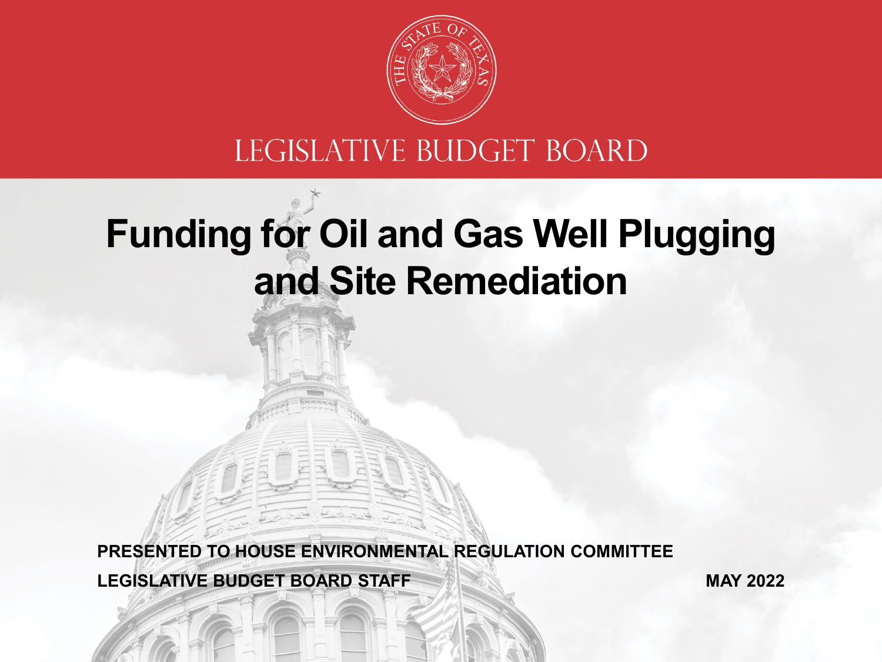LEGISLATIVE BUDGET BOARD

# Funding for Oil and Gas Well Plugging and Site Remediation

**PRESENTED TO HOUSE ENVIRONMENTAL REGULATION COMMITTEE**

**LEGISLATIVE BUDGET BOARD STAFF**

**MAY 2022**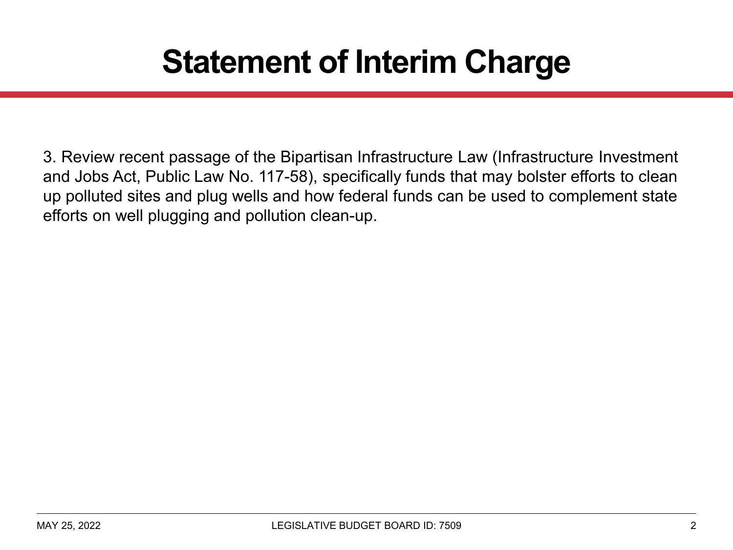# Statement of Interim Charge

3. Review recent passage of the Bipartisan Infrastructure Law (Infrastructure Investment and Jobs Act, Public Law No. 117-58), specifically funds that may bolster efforts to clean up polluted sites and plug wells and how federal funds can be used to complement state efforts on well plugging and pollution clean-up.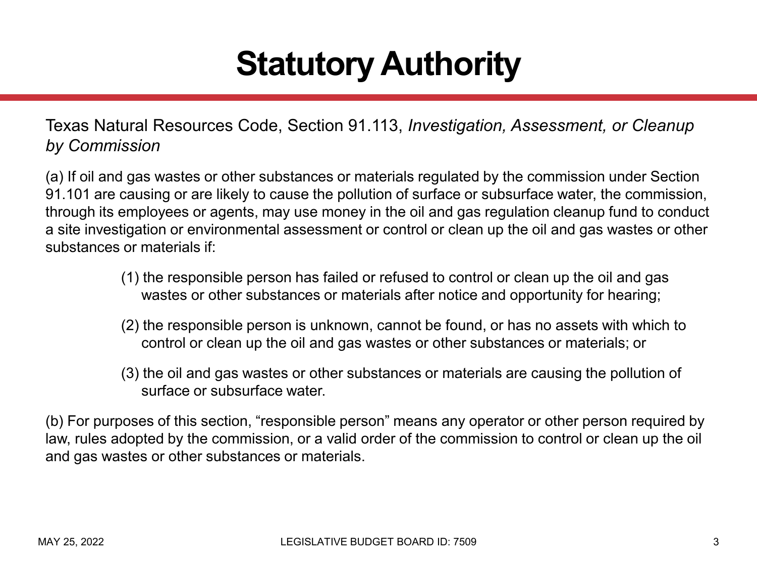# Statutory Authority

Texas Natural Resources Code, Section 91.113, *Investigation, Assessment, or Cleanup by Commission*

(a) If oil and gas wastes or other substances or materials regulated by the commission under Section 91.101 are causing or are likely to cause the pollution of surface or subsurface water, the commission, through its employees or agents, may use money in the oil and gas regulation cleanup fund to conduct a site investigation or environmental assessment or control or clean up the oil and gas wastes or other substances or materials if:

> (1) the responsible person has failed or refused to control or clean up the oil and gas wastes or other substances or materials after notice and opportunity for hearing;
>
> (2) the responsible person is unknown, cannot be found, or has no assets with which to control or clean up the oil and gas wastes or other substances or materials; or
>
> (3) the oil and gas wastes or other substances or materials are causing the pollution of surface or subsurface water.

(b) For purposes of this section, "responsible person" means any operator or other person required by law, rules adopted by the commission, or a valid order of the commission to control or clean up the oil and gas wastes or other substances or materials.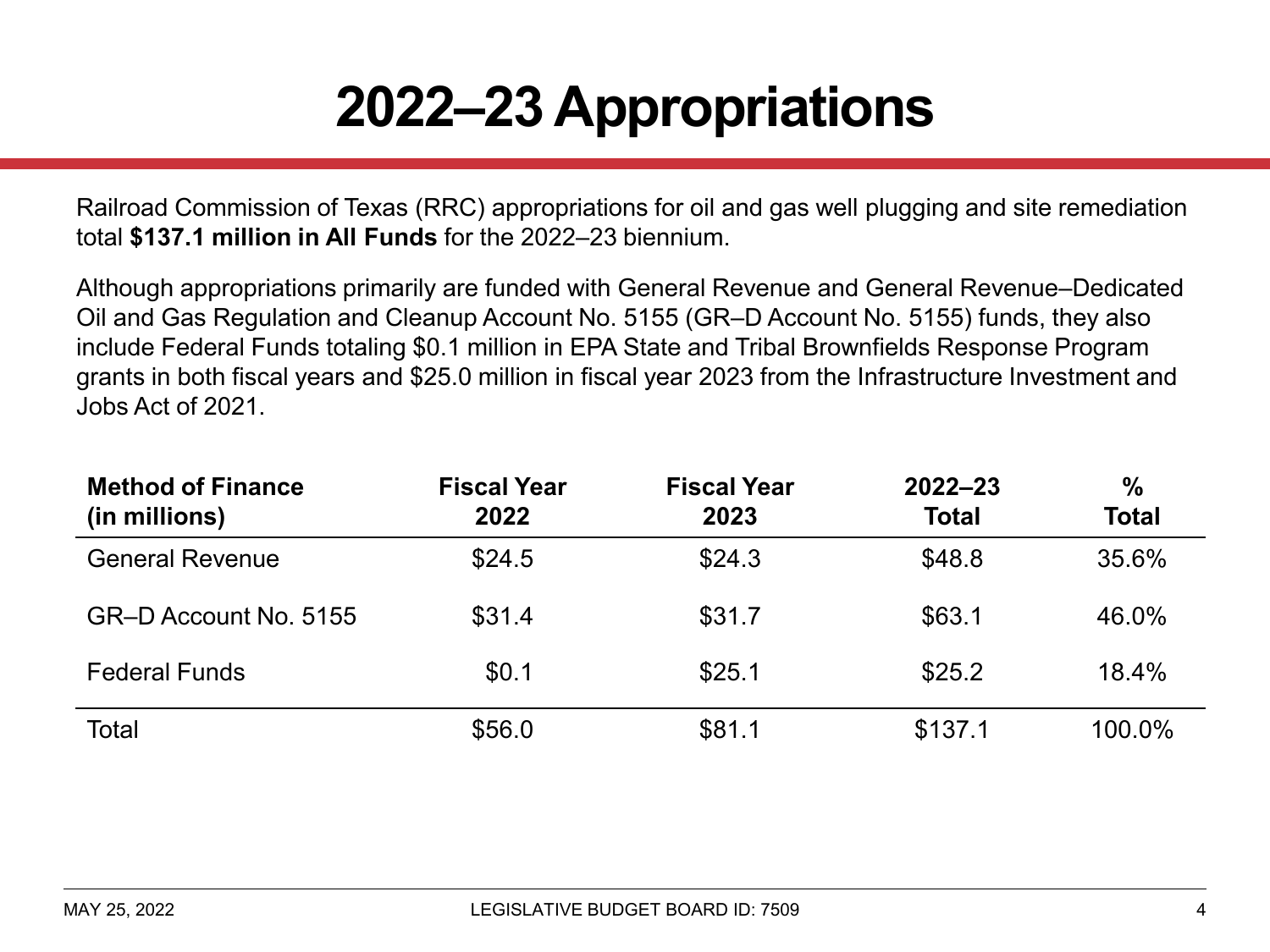# 2022–23 Appropriations

Railroad Commission of Texas (RRC) appropriations for oil and gas well plugging and site remediation total **$137.1 million in All Funds** for the 2022–23 biennium.

Although appropriations primarily are funded with General Revenue and General Revenue–Dedicated Oil and Gas Regulation and Cleanup Account No. 5155 (GR–D Account No. 5155) funds, they also include Federal Funds totaling $0.1 million in EPA State and Tribal Brownfields Response Program grants in both fiscal years and $25.0 million in fiscal year 2023 from the Infrastructure Investment and Jobs Act of 2021.

| Method of Finance (in millions) | Fiscal Year 2022 | Fiscal Year 2023 | 2022–23 Total | % Total |
|---|---|---|---|---|
| General Revenue | $24.5 | $24.3 | $48.8 | 35.6% |
| GR–D Account No. 5155 | $31.4 | $31.7 | $63.1 | 46.0% |
| Federal Funds | $0.1 | $25.1 | $25.2 | 18.4% |
| Total | $56.0 | $81.1 | $137.1 | 100.0% |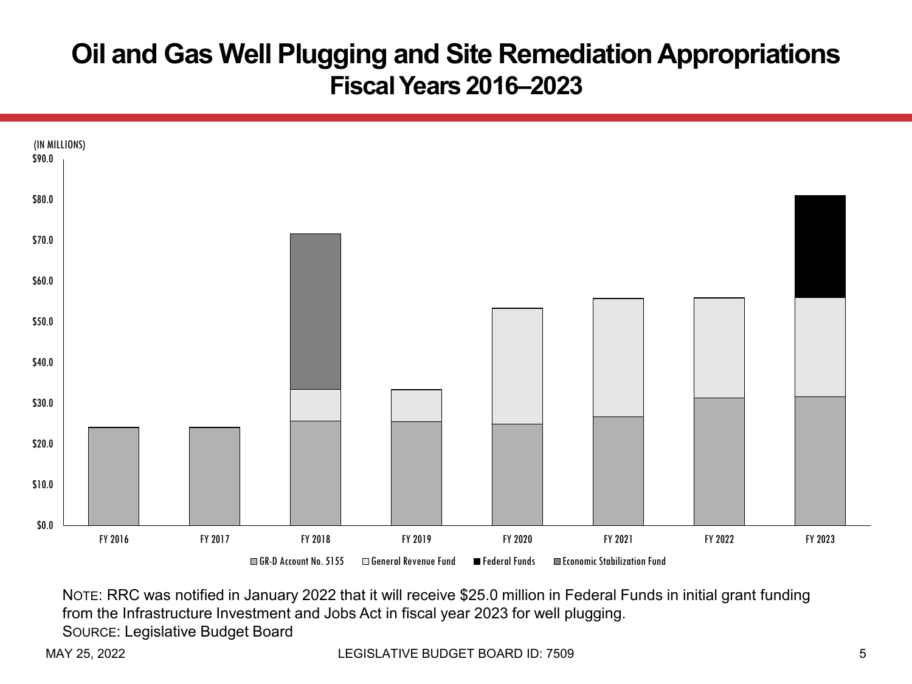# Oil and Gas Well Plugging and Site Remediation Appropriations

## Fiscal Years 2016–2023

(IN MILLIONS)

$90.0
$80.0
$70.0
$60.0
$50.0
$40.0
$30.0
$20.0
$10.0
$0.0

FY 2016 FY 2017 FY 2018 FY 2019 FY 2020 FY 2021 FY 2022 FY 2023

GR-D Account No. 5155 General Revenue Fund Federal Funds Economic Stabilization Fund

NOTE: RRC was notified in January 2022 that it will receive $25.0 million in Federal Funds in initial grant funding from the Infrastructure Investment and Jobs Act in fiscal year 2023 for well plugging.

SOURCE: Legislative Budget Board

MAY 25, 2022 LEGISLATIVE BUDGET BOARD ID: 7509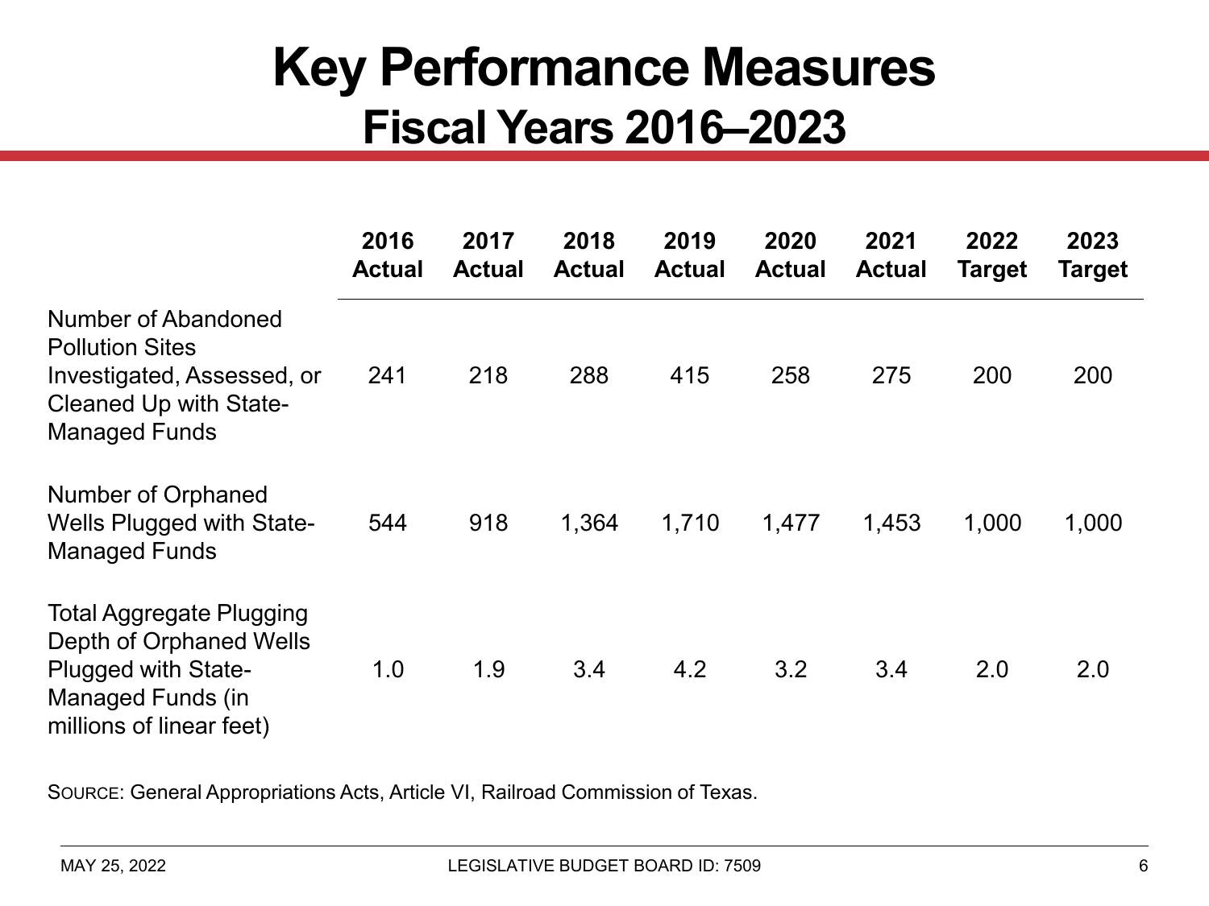# Key Performance Measures
## Fiscal Years 2016–2023

| | 2016 Actual | 2017 Actual | 2018 Actual | 2019 Actual | 2020 Actual | 2021 Actual | 2022 Target | 2023 Target |
|---|---|---|---|---|---|---|---|---|
| Number of Abandoned Pollution Sites Investigated, Assessed, or Cleaned Up with State-Managed Funds | 241 | 218 | 288 | 415 | 258 | 275 | 200 | 200 |
| Number of Orphaned Wells Plugged with State-Managed Funds | 544 | 918 | 1,364 | 1,710 | 1,477 | 1,453 | 1,000 | 1,000 |
| Total Aggregate Plugging Depth of Orphaned Wells Plugged with State-Managed Funds (in millions of linear feet) | 1.0 | 1.9 | 3.4 | 4.2 | 3.2 | 3.4 | 2.0 | 2.0 |

SOURCE: General Appropriations Acts, Article VI, Railroad Commission of Texas.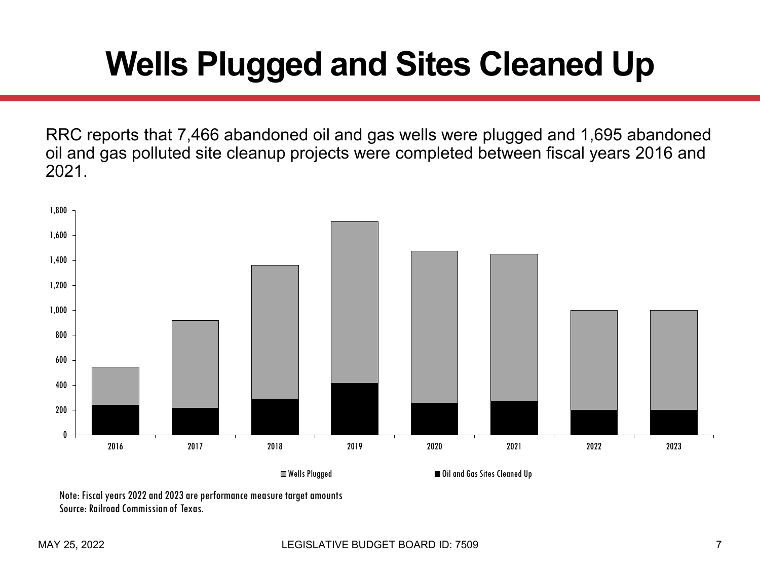# Wells Plugged and Sites Cleaned Up

RRC reports that 7,466 abandoned oil and gas wells were plugged and 1,695 abandoned oil and gas polluted site cleanup projects were completed between fiscal years 2016 and 2021.

Note: Fiscal years 2022 and 2023 are performance measure target amounts
Source: Railroad Commission of Texas.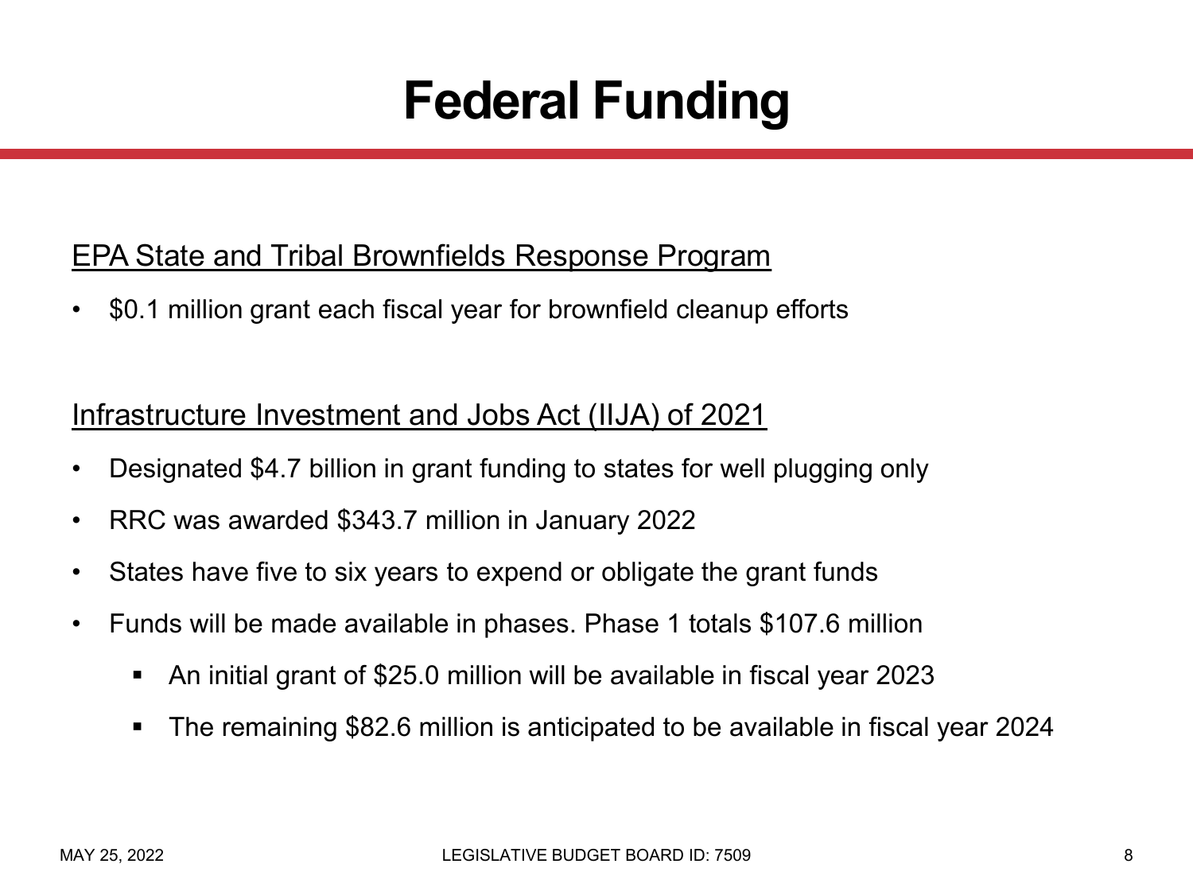# Federal Funding

<u>EPA State and Tribal Brownfields Response Program</u>

- $0.1 million grant each fiscal year for brownfield cleanup efforts

<u>Infrastructure Investment and Jobs Act (IIJA) of 2021</u>

- Designated $4.7 billion in grant funding to states for well plugging only
- RRC was awarded $343.7 million in January 2022
- States have five to six years to expend or obligate the grant funds
- Funds will be made available in phases. Phase 1 totals $107.6 million
  - An initial grant of $25.0 million will be available in fiscal year 2023
  - The remaining $82.6 million is anticipated to be available in fiscal year 2024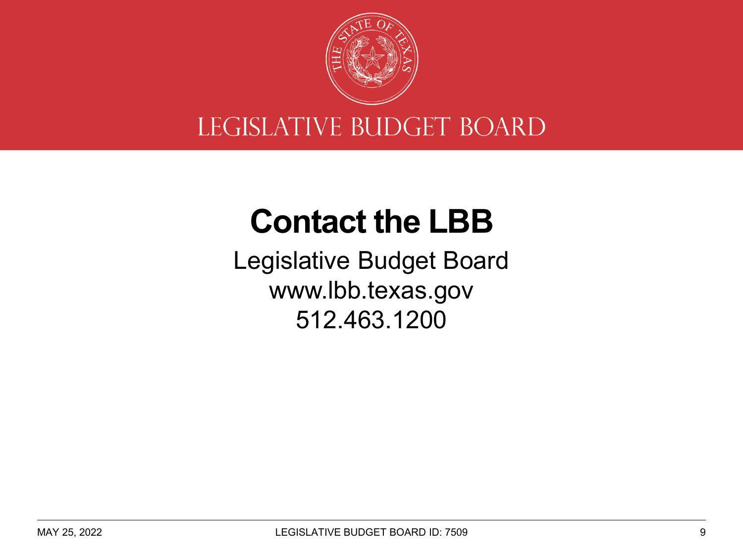LEGISLATIVE BUDGET BOARD

# Contact the LBB

Legislative Budget Board
www.lbb.texas.gov
512.463.1200